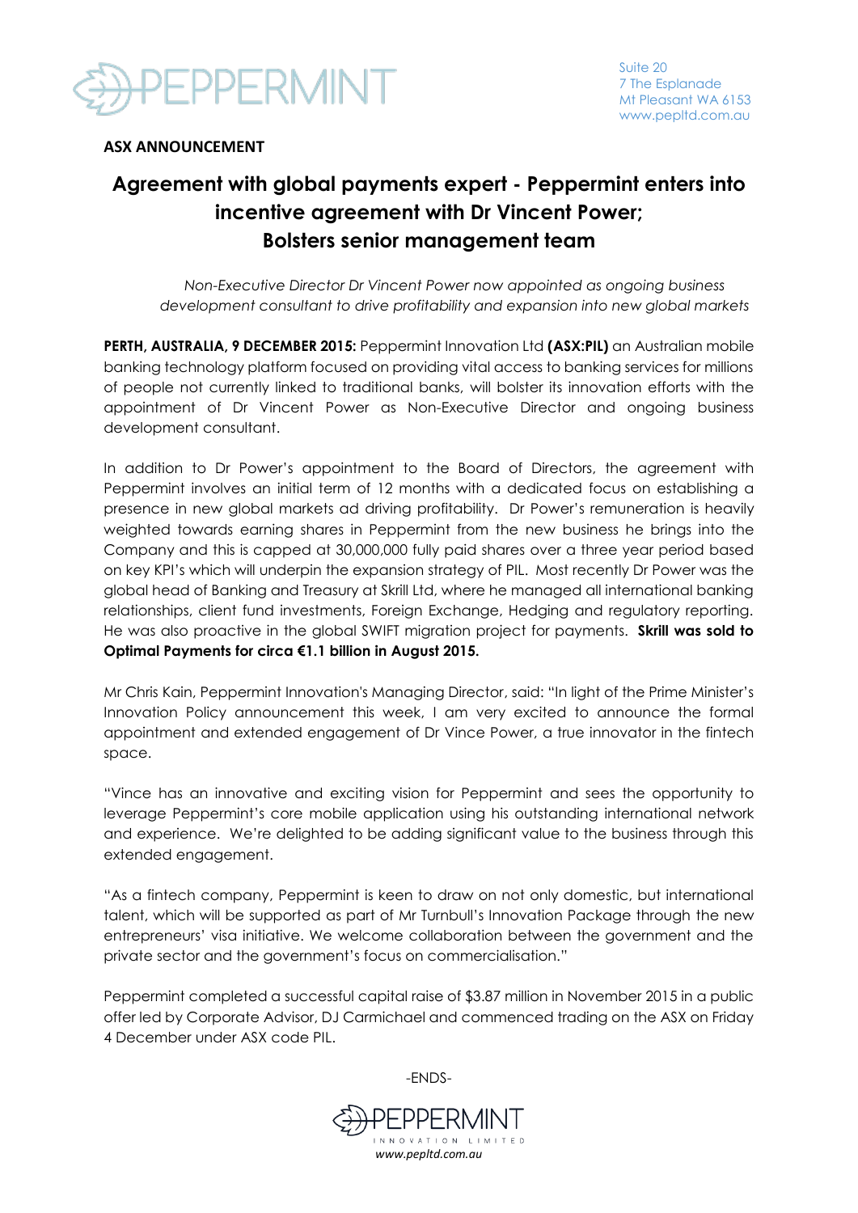PEPPERMINT

Suite 20
7 The Esplanade
Mt Pleasant WA 6153
www.pepltd.com.au

**ASX ANNOUNCEMENT**

# Agreement with global payments expert - Peppermint enters into incentive agreement with Dr Vincent Power; Bolsters senior management team

*Non-Executive Director Dr Vincent Power now appointed as ongoing business development consultant to drive profitability and expansion into new global markets*

**PERTH, AUSTRALIA, 9 DECEMBER 2015:** Peppermint Innovation Ltd **(ASX:PIL)** an Australian mobile banking technology platform focused on providing vital access to banking services for millions of people not currently linked to traditional banks, will bolster its innovation efforts with the appointment of Dr Vincent Power as Non-Executive Director and ongoing business development consultant.

In addition to Dr Power's appointment to the Board of Directors, the agreement with Peppermint involves an initial term of 12 months with a dedicated focus on establishing a presence in new global markets ad driving profitability. Dr Power's remuneration is heavily weighted towards earning shares in Peppermint from the new business he brings into the Company and this is capped at 30,000,000 fully paid shares over a three year period based on key KPI's which will underpin the expansion strategy of PIL. Most recently Dr Power was the global head of Banking and Treasury at Skrill Ltd, where he managed all international banking relationships, client fund investments, Foreign Exchange, Hedging and regulatory reporting. He was also proactive in the global SWIFT migration project for payments. **Skrill was sold to Optimal Payments for circa €1.1 billion in August 2015.**

Mr Chris Kain, Peppermint Innovation's Managing Director, said: "In light of the Prime Minister's Innovation Policy announcement this week, I am very excited to announce the formal appointment and extended engagement of Dr Vince Power, a true innovator in the fintech space.

"Vince has an innovative and exciting vision for Peppermint and sees the opportunity to leverage Peppermint's core mobile application using his outstanding international network and experience. We're delighted to be adding significant value to the business through this extended engagement.

"As a fintech company, Peppermint is keen to draw on not only domestic, but international talent, which will be supported as part of Mr Turnbull's Innovation Package through the new entrepreneurs' visa initiative. We welcome collaboration between the government and the private sector and the government's focus on commercialisation."

Peppermint completed a successful capital raise of $3.87 million in November 2015 in a public offer led by Corporate Advisor, DJ Carmichael and commenced trading on the ASX on Friday 4 December under ASX code PIL.

-ENDS-

PEPPERMINT
INNOVATION LIMITED
*www.pepltd.com.au*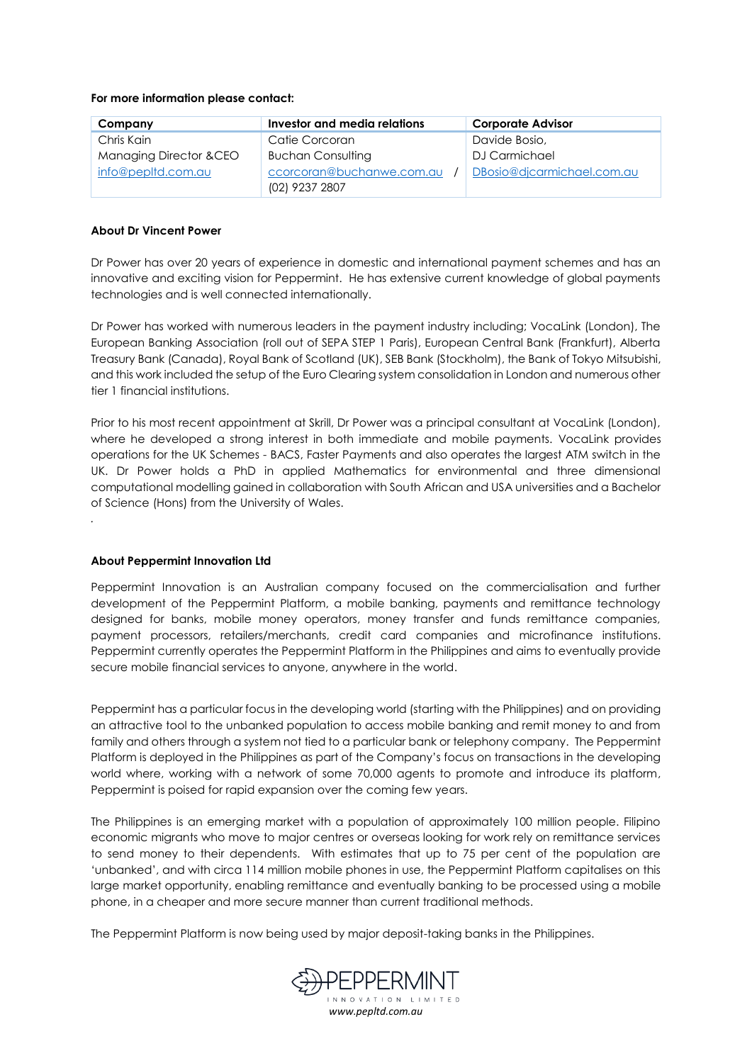**For more information please contact:**

| Company | Investor and media relations | Corporate Advisor |
|---|---|---|
| Chris Kain<br>Managing Director &CEO<br>info@pepltd.com.au | Catie Corcoran<br>Buchan Consulting<br>ccorcoran@buchanwe.com.au / (02) 9237 2807 | Davide Bosio,<br>DJ Carmichael<br>DBosio@djcarmichael.com.au |

**About Dr Vincent Power**

Dr Power has over 20 years of experience in domestic and international payment schemes and has an innovative and exciting vision for Peppermint. He has extensive current knowledge of global payments technologies and is well connected internationally.

Dr Power has worked with numerous leaders in the payment industry including; VocaLink (London), The European Banking Association (roll out of SEPA STEP 1 Paris), European Central Bank (Frankfurt), Alberta Treasury Bank (Canada), Royal Bank of Scotland (UK), SEB Bank (Stockholm), the Bank of Tokyo Mitsubishi, and this work included the setup of the Euro Clearing system consolidation in London and numerous other tier 1 financial institutions.

Prior to his most recent appointment at Skrill, Dr Power was a principal consultant at VocaLink (London), where he developed a strong interest in both immediate and mobile payments. VocaLink provides operations for the UK Schemes - BACS, Faster Payments and also operates the largest ATM switch in the UK. Dr Power holds a PhD in applied Mathematics for environmental and three dimensional computational modelling gained in collaboration with South African and USA universities and a Bachelor of Science (Hons) from the University of Wales.

.

**About Peppermint Innovation Ltd**

Peppermint Innovation is an Australian company focused on the commercialisation and further development of the Peppermint Platform, a mobile banking, payments and remittance technology designed for banks, mobile money operators, money transfer and funds remittance companies, payment processors, retailers/merchants, credit card companies and microfinance institutions. Peppermint currently operates the Peppermint Platform in the Philippines and aims to eventually provide secure mobile financial services to anyone, anywhere in the world.

Peppermint has a particular focus in the developing world (starting with the Philippines) and on providing an attractive tool to the unbanked population to access mobile banking and remit money to and from family and others through a system not tied to a particular bank or telephony company. The Peppermint Platform is deployed in the Philippines as part of the Company's focus on transactions in the developing world where, working with a network of some 70,000 agents to promote and introduce its platform, Peppermint is poised for rapid expansion over the coming few years.

The Philippines is an emerging market with a population of approximately 100 million people. Filipino economic migrants who move to major centres or overseas looking for work rely on remittance services to send money to their dependents. With estimates that up to 75 per cent of the population are 'unbanked', and with circa 114 million mobile phones in use, the Peppermint Platform capitalises on this large market opportunity, enabling remittance and eventually banking to be processed using a mobile phone, in a cheaper and more secure manner than current traditional methods.

The Peppermint Platform is now being used by major deposit-taking banks in the Philippines.